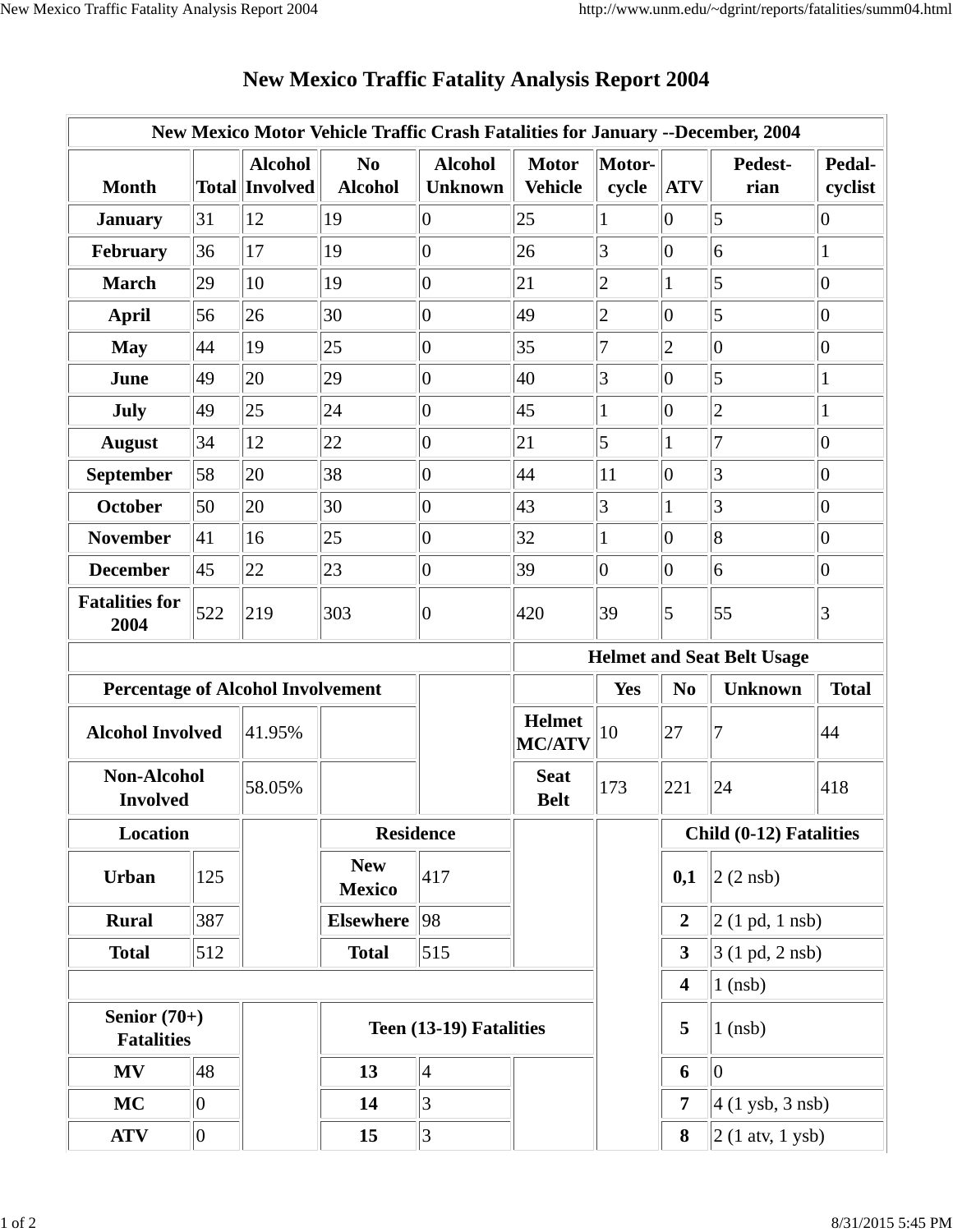# New Mexico Traffic Fatality Analysis Report 2004

**New Mexico Motor Vehicle Traffic Crash Fatalities for January --December, 2004**

| Month | Total | Alcohol Involved | No Alcohol | Alcohol Unknown | Motor Vehicle | Motor-cycle | ATV | Pedest-rian | Pedal-cyclist |
|---|---|---|---|---|---|---|---|---|---|
| January | 31 | 12 | 19 | 0 | 25 | 1 | 0 | 5 | 0 |
| February | 36 | 17 | 19 | 0 | 26 | 3 | 0 | 6 | 1 |
| March | 29 | 10 | 19 | 0 | 21 | 2 | 1 | 5 | 0 |
| April | 56 | 26 | 30 | 0 | 49 | 2 | 0 | 5 | 0 |
| May | 44 | 19 | 25 | 0 | 35 | 7 | 2 | 0 | 0 |
| June | 49 | 20 | 29 | 0 | 40 | 3 | 0 | 5 | 1 |
| July | 49 | 25 | 24 | 0 | 45 | 1 | 0 | 2 | 1 |
| August | 34 | 12 | 22 | 0 | 21 | 5 | 1 | 7 | 0 |
| September | 58 | 20 | 38 | 0 | 44 | 11 | 0 | 3 | 0 |
| October | 50 | 20 | 30 | 0 | 43 | 3 | 1 | 3 | 0 |
| November | 41 | 16 | 25 | 0 | 32 | 1 | 0 | 8 | 0 |
| December | 45 | 22 | 23 | 0 | 39 | 0 | 0 | 6 | 0 |
| Fatalities for 2004 | 522 | 219 | 303 | 0 | 420 | 39 | 5 | 55 | 3 |

**Percentage of Alcohol Involvement**

| | |
|---|---|
| Alcohol Involved | 41.95% |
| Non-Alcohol Involved | 58.05% |

**Helmet and Seat Belt Usage**

| | Yes | No | Unknown | Total |
|---|---|---|---|---|
| Helmet MC/ATV | 10 | 27 | 7 | 44 |
| Seat Belt | 173 | 221 | 24 | 418 |

**Location**

| | |
|---|---|
| Urban | 125 |
| Rural | 387 |
| Total | 512 |

**Residence**

| | |
|---|---|
| New Mexico | 417 |
| Elsewhere | 98 |
| Total | 515 |

**Child (0-12) Fatalities**

| | |
|---|---|
| 0,1 | 2 (2 nsb) |
| 2 | 2 (1 pd, 1 nsb) |
| 3 | 3 (1 pd, 2 nsb) |
| 4 | 1 (nsb) |
| 5 | 1 (nsb) |
| 6 | 0 |
| 7 | 4 (1 ysb, 3 nsb) |
| 8 | 2 (1 atv, 1 ysb) |

**Senior (70+) Fatalities**

| | |
|---|---|
| MV | 48 |
| MC | 0 |
| ATV | 0 |

**Teen (13-19) Fatalities**

| | |
|---|---|
| 13 | 4 |
| 14 | 3 |
| 15 | 3 |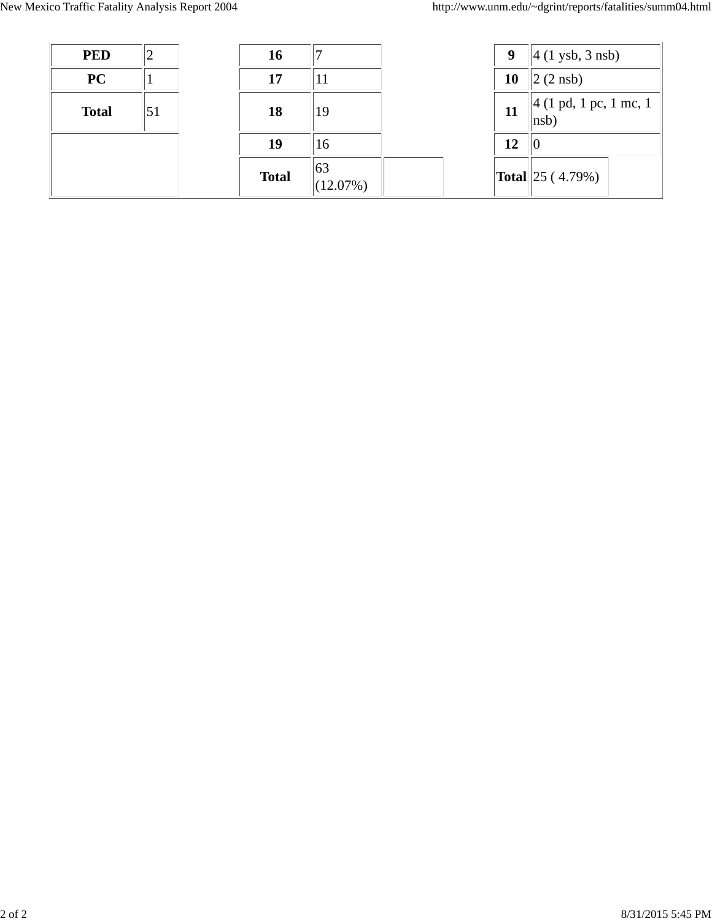| | |
|---|---|
| PED | 2 |
| PC | 1 |
| Total | 51 |

| | | |
|---|---|---|
| 16 | 7 | |
| 17 | 11 | |
| 18 | 19 | |
| 19 | 16 | |
| Total | 63 (12.07%) | |

| | |
|---|---|
| 9 | 4 (1 ysb, 3 nsb) |
| 10 | 2 (2 nsb) |
| 11 | 4 (1 pd, 1 pc, 1 mc, 1 nsb) |
| 12 | 0 |
| Total | 25 ( 4.79%) |